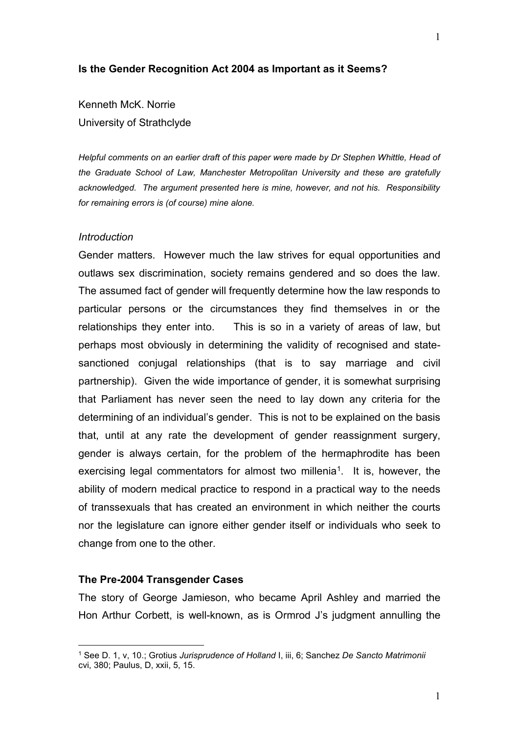# Is the Gender Recognition Act 2004 as Important as it Seems?

Kenneth McK. Norrie
University of Strathclyde

*Helpful comments on an earlier draft of this paper were made by Dr Stephen Whittle, Head of the Graduate School of Law, Manchester Metropolitan University and these are gratefully acknowledged. The argument presented here is mine, however, and not his. Responsibility for remaining errors is (of course) mine alone.*

## *Introduction*

Gender matters. However much the law strives for equal opportunities and outlaws sex discrimination, society remains gendered and so does the law. The assumed fact of gender will frequently determine how the law responds to particular persons or the circumstances they find themselves in or the relationships they enter into. This is so in a variety of areas of law, but perhaps most obviously in determining the validity of recognised and state-sanctioned conjugal relationships (that is to say marriage and civil partnership). Given the wide importance of gender, it is somewhat surprising that Parliament has never seen the need to lay down any criteria for the determining of an individual's gender. This is not to be explained on the basis that, until at any rate the development of gender reassignment surgery, gender is always certain, for the problem of the hermaphrodite has been exercising legal commentators for almost two millenia[1]. It is, however, the ability of modern medical practice to respond in a practical way to the needs of transsexuals that has created an environment in which neither the courts nor the legislature can ignore either gender itself or individuals who seek to change from one to the other.

## The Pre-2004 Transgender Cases

The story of George Jamieson, who became April Ashley and married the Hon Arthur Corbett, is well-known, as is Ormrod J's judgment annulling the

[1] See D. 1, v, 10.; Grotius *Jurisprudence of Holland* I, iii, 6; Sanchez *De Sancto Matrimonii* cvi, 380; Paulus, D, xxii, 5, 15.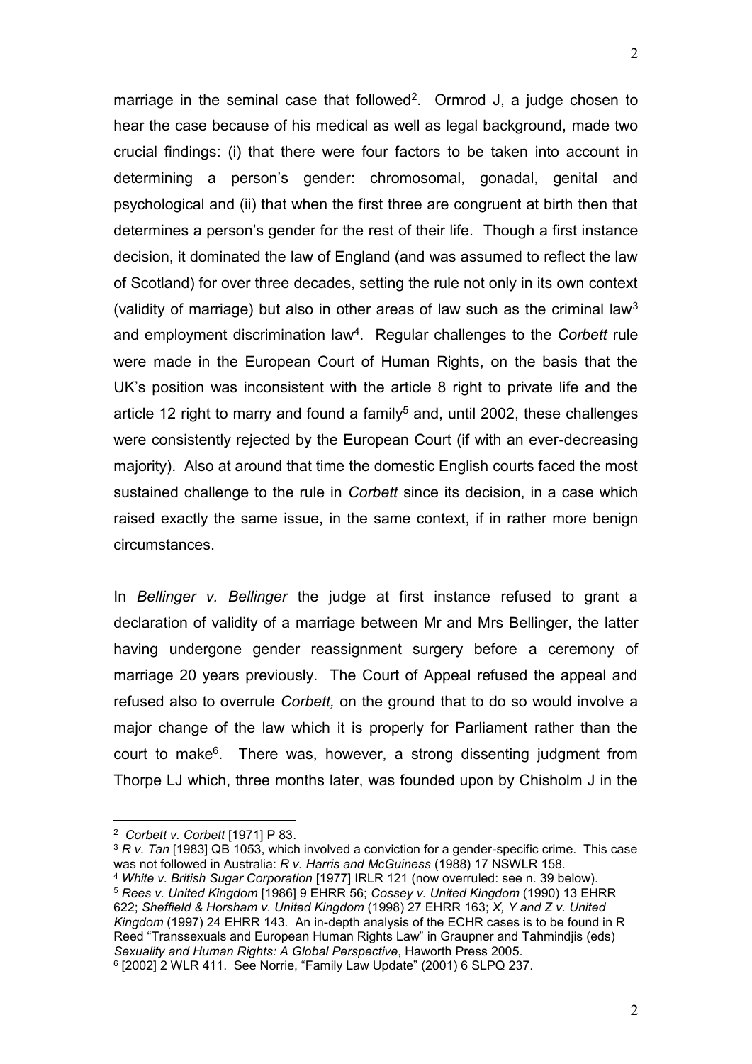marriage in the seminal case that followed[2]. Ormrod J, a judge chosen to hear the case because of his medical as well as legal background, made two crucial findings: (i) that there were four factors to be taken into account in determining a person's gender: chromosomal, gonadal, genital and psychological and (ii) that when the first three are congruent at birth then that determines a person's gender for the rest of their life. Though a first instance decision, it dominated the law of England (and was assumed to reflect the law of Scotland) for over three decades, setting the rule not only in its own context (validity of marriage) but also in other areas of law such as the criminal law[3] and employment discrimination law[4]. Regular challenges to the *Corbett* rule were made in the European Court of Human Rights, on the basis that the UK's position was inconsistent with the article 8 right to private life and the article 12 right to marry and found a family[5] and, until 2002, these challenges were consistently rejected by the European Court (if with an ever-decreasing majority). Also at around that time the domestic English courts faced the most sustained challenge to the rule in *Corbett* since its decision, in a case which raised exactly the same issue, in the same context, if in rather more benign circumstances.

In *Bellinger v. Bellinger* the judge at first instance refused to grant a declaration of validity of a marriage between Mr and Mrs Bellinger, the latter having undergone gender reassignment surgery before a ceremony of marriage 20 years previously. The Court of Appeal refused the appeal and refused also to overrule *Corbett,* on the ground that to do so would involve a major change of the law which it is properly for Parliament rather than the court to make[6]. There was, however, a strong dissenting judgment from Thorpe LJ which, three months later, was founded upon by Chisholm J in the

---

[2] *Corbett v. Corbett* [1971] P 83.

[3] *R v. Tan* [1983] QB 1053, which involved a conviction for a gender-specific crime. This case was not followed in Australia: *R v. Harris and McGuiness* (1988) 17 NSWLR 158.

[4] *White v. British Sugar Corporation* [1977] IRLR 121 (now overruled: see n. 39 below).

[5] *Rees v. United Kingdom* [1986] 9 EHRR 56; *Cossey v. United Kingdom* (1990) 13 EHRR 622; *Sheffield & Horsham v. United Kingdom* (1998) 27 EHRR 163; *X, Y and Z v. United Kingdom* (1997) 24 EHRR 143. An in-depth analysis of the ECHR cases is to be found in R Reed "Transsexuals and European Human Rights Law" in Graupner and Tahmindjis (eds) *Sexuality and Human Rights: A Global Perspective*, Haworth Press 2005.

[6] [2002] 2 WLR 411. See Norrie, "Family Law Update" (2001) 6 SLPQ 237.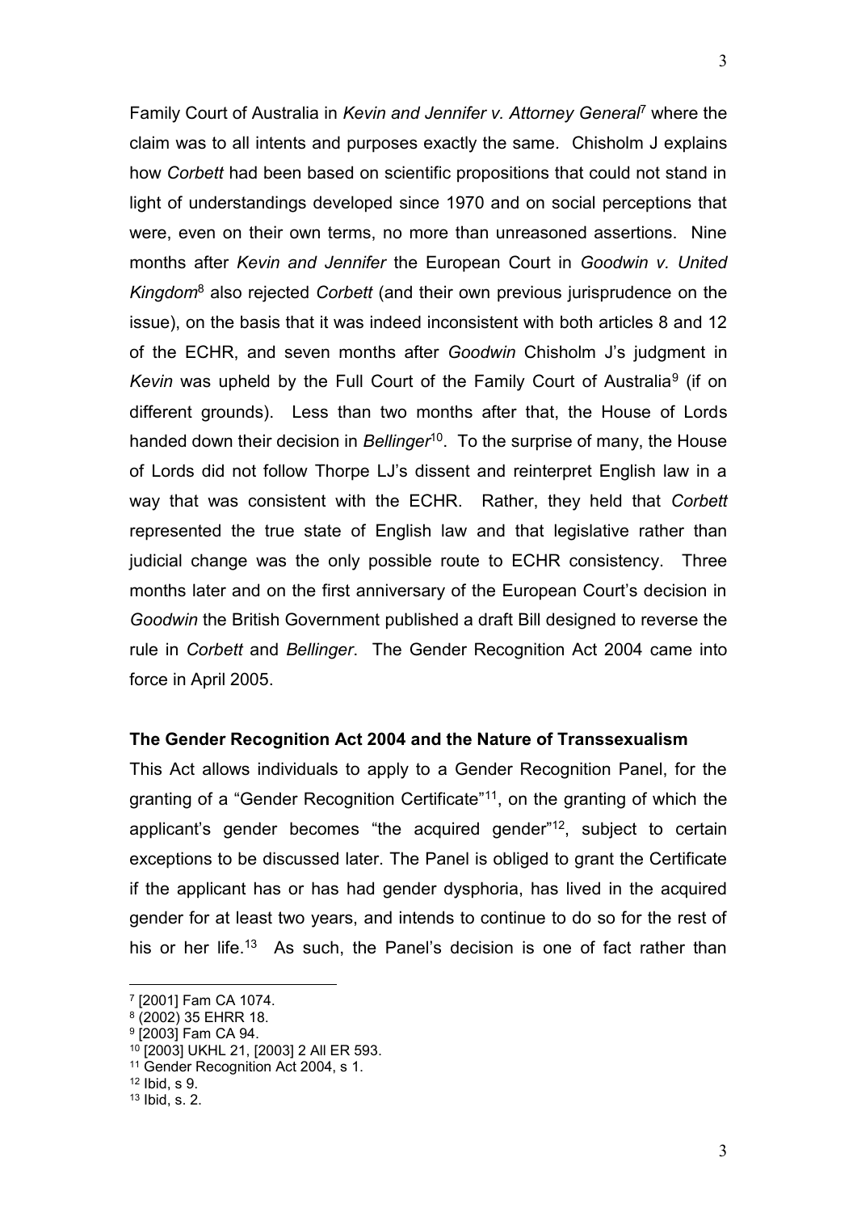Family Court of Australia in *Kevin and Jennifer v. Attorney General*[7] where the claim was to all intents and purposes exactly the same. Chisholm J explains how *Corbett* had been based on scientific propositions that could not stand in light of understandings developed since 1970 and on social perceptions that were, even on their own terms, no more than unreasoned assertions. Nine months after *Kevin and Jennifer* the European Court in *Goodwin v. United Kingdom*[8] also rejected *Corbett* (and their own previous jurisprudence on the issue), on the basis that it was indeed inconsistent with both articles 8 and 12 of the ECHR, and seven months after *Goodwin* Chisholm J's judgment in *Kevin* was upheld by the Full Court of the Family Court of Australia[9] (if on different grounds). Less than two months after that, the House of Lords handed down their decision in *Bellinger*[10]. To the surprise of many, the House of Lords did not follow Thorpe LJ's dissent and reinterpret English law in a way that was consistent with the ECHR. Rather, they held that *Corbett* represented the true state of English law and that legislative rather than judicial change was the only possible route to ECHR consistency. Three months later and on the first anniversary of the European Court's decision in *Goodwin* the British Government published a draft Bill designed to reverse the rule in *Corbett* and *Bellinger*. The Gender Recognition Act 2004 came into force in April 2005.

**The Gender Recognition Act 2004 and the Nature of Transsexualism**

This Act allows individuals to apply to a Gender Recognition Panel, for the granting of a "Gender Recognition Certificate"[11], on the granting of which the applicant's gender becomes "the acquired gender"[12], subject to certain exceptions to be discussed later. The Panel is obliged to grant the Certificate if the applicant has or has had gender dysphoria, has lived in the acquired gender for at least two years, and intends to continue to do so for the rest of his or her life.[13] As such, the Panel's decision is one of fact rather than

---

[7] [2001] Fam CA 1074.

[8] (2002) 35 EHRR 18.

[9] [2003] Fam CA 94.

[10] [2003] UKHL 21, [2003] 2 All ER 593.

[11] Gender Recognition Act 2004, s 1.

[12] Ibid, s 9.

[13] Ibid, s. 2.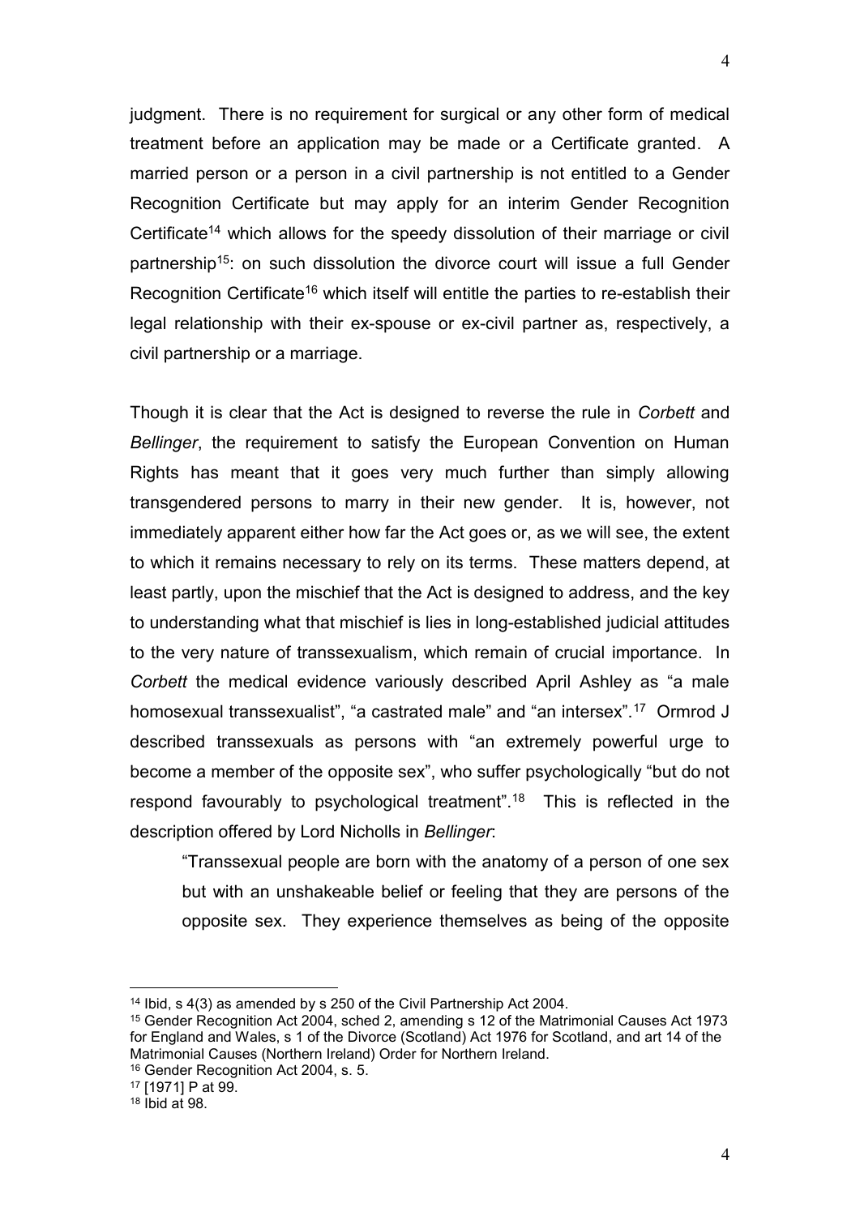judgment. There is no requirement for surgical or any other form of medical treatment before an application may be made or a Certificate granted. A married person or a person in a civil partnership is not entitled to a Gender Recognition Certificate but may apply for an interim Gender Recognition Certificate[14] which allows for the speedy dissolution of their marriage or civil partnership[15]: on such dissolution the divorce court will issue a full Gender Recognition Certificate[16] which itself will entitle the parties to re-establish their legal relationship with their ex-spouse or ex-civil partner as, respectively, a civil partnership or a marriage.

Though it is clear that the Act is designed to reverse the rule in *Corbett* and *Bellinger*, the requirement to satisfy the European Convention on Human Rights has meant that it goes very much further than simply allowing transgendered persons to marry in their new gender. It is, however, not immediately apparent either how far the Act goes or, as we will see, the extent to which it remains necessary to rely on its terms. These matters depend, at least partly, upon the mischief that the Act is designed to address, and the key to understanding what that mischief is lies in long-established judicial attitudes to the very nature of transsexualism, which remain of crucial importance. In *Corbett* the medical evidence variously described April Ashley as "a male homosexual transsexualist", "a castrated male" and "an intersex".[17] Ormrod J described transsexuals as persons with "an extremely powerful urge to become a member of the opposite sex", who suffer psychologically "but do not respond favourably to psychological treatment".[18] This is reflected in the description offered by Lord Nicholls in *Bellinger*:

> "Transsexual people are born with the anatomy of a person of one sex but with an unshakeable belief or feeling that they are persons of the opposite sex. They experience themselves as being of the opposite

---

[14] Ibid, s 4(3) as amended by s 250 of the Civil Partnership Act 2004.

[15] Gender Recognition Act 2004, sched 2, amending s 12 of the Matrimonial Causes Act 1973 for England and Wales, s 1 of the Divorce (Scotland) Act 1976 for Scotland, and art 14 of the Matrimonial Causes (Northern Ireland) Order for Northern Ireland.

[16] Gender Recognition Act 2004, s. 5.

[17] [1971] P at 99.

[18] Ibid at 98.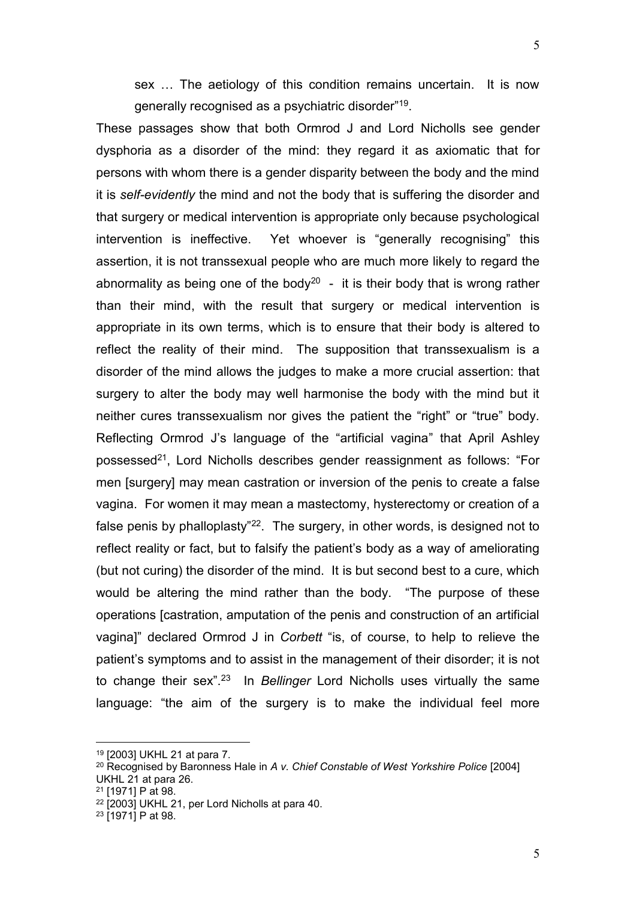sex … The aetiology of this condition remains uncertain. It is now generally recognised as a psychiatric disorder”[19].

These passages show that both Ormrod J and Lord Nicholls see gender dysphoria as a disorder of the mind: they regard it as axiomatic that for persons with whom there is a gender disparity between the body and the mind it is *self-evidently* the mind and not the body that is suffering the disorder and that surgery or medical intervention is appropriate only because psychological intervention is ineffective. Yet whoever is “generally recognising” this assertion, it is not transsexual people who are much more likely to regard the abnormality as being one of the body[20] - it is their body that is wrong rather than their mind, with the result that surgery or medical intervention is appropriate in its own terms, which is to ensure that their body is altered to reflect the reality of their mind. The supposition that transsexualism is a disorder of the mind allows the judges to make a more crucial assertion: that surgery to alter the body may well harmonise the body with the mind but it neither cures transsexualism nor gives the patient the “right” or “true” body. Reflecting Ormrod J’s language of the “artificial vagina” that April Ashley possessed[21], Lord Nicholls describes gender reassignment as follows: “For men [surgery] may mean castration or inversion of the penis to create a false vagina. For women it may mean a mastectomy, hysterectomy or creation of a false penis by phalloplasty”[22]. The surgery, in other words, is designed not to reflect reality or fact, but to falsify the patient’s body as a way of ameliorating (but not curing) the disorder of the mind. It is but second best to a cure, which would be altering the mind rather than the body. “The purpose of these operations [castration, amputation of the penis and construction of an artificial vagina]” declared Ormrod J in *Corbett* “is, of course, to help to relieve the patient’s symptoms and to assist in the management of their disorder; it is not to change their sex”.[23] In *Bellinger* Lord Nicholls uses virtually the same language: “the aim of the surgery is to make the individual feel more

---

[19] [2003] UKHL 21 at para 7.

[20] Recognised by Baronness Hale in *A v. Chief Constable of West Yorkshire Police* [2004] UKHL 21 at para 26.

[21] [1971] P at 98.

[22] [2003] UKHL 21, per Lord Nicholls at para 40.

[23] [1971] P at 98.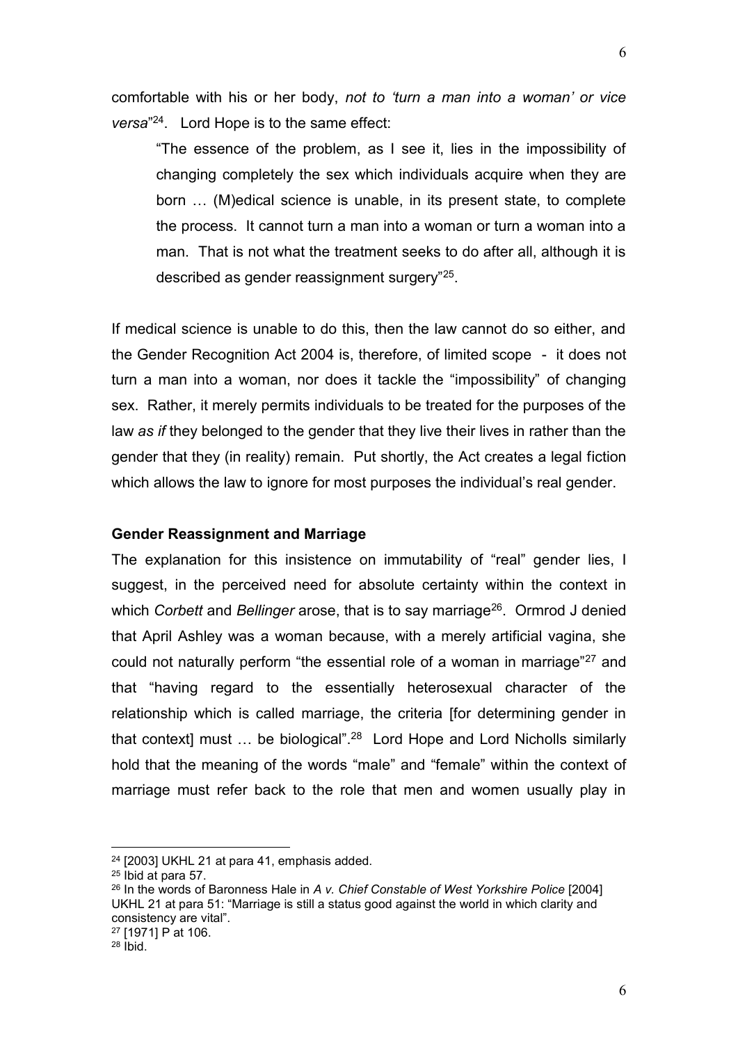comfortable with his or her body, *not to 'turn a man into a woman' or vice versa*"[24]. Lord Hope is to the same effect:

> "The essence of the problem, as I see it, lies in the impossibility of changing completely the sex which individuals acquire when they are born … (M)edical science is unable, in its present state, to complete the process. It cannot turn a man into a woman or turn a woman into a man. That is not what the treatment seeks to do after all, although it is described as gender reassignment surgery"[25].

If medical science is unable to do this, then the law cannot do so either, and the Gender Recognition Act 2004 is, therefore, of limited scope - it does not turn a man into a woman, nor does it tackle the "impossibility" of changing sex. Rather, it merely permits individuals to be treated for the purposes of the law *as if* they belonged to the gender that they live their lives in rather than the gender that they (in reality) remain. Put shortly, the Act creates a legal fiction which allows the law to ignore for most purposes the individual's real gender.

**Gender Reassignment and Marriage**

The explanation for this insistence on immutability of "real" gender lies, I suggest, in the perceived need for absolute certainty within the context in which *Corbett* and *Bellinger* arose, that is to say marriage[26]. Ormrod J denied that April Ashley was a woman because, with a merely artificial vagina, she could not naturally perform "the essential role of a woman in marriage"[27] and that "having regard to the essentially heterosexual character of the relationship which is called marriage, the criteria [for determining gender in that context] must … be biological".[28] Lord Hope and Lord Nicholls similarly hold that the meaning of the words "male" and "female" within the context of marriage must refer back to the role that men and women usually play in

---

[24] [2003] UKHL 21 at para 41, emphasis added.

[25] Ibid at para 57.

[26] In the words of Baronness Hale in *A v. Chief Constable of West Yorkshire Police* [2004] UKHL 21 at para 51: "Marriage is still a status good against the world in which clarity and consistency are vital".

[27] [1971] P at 106.

[28] Ibid.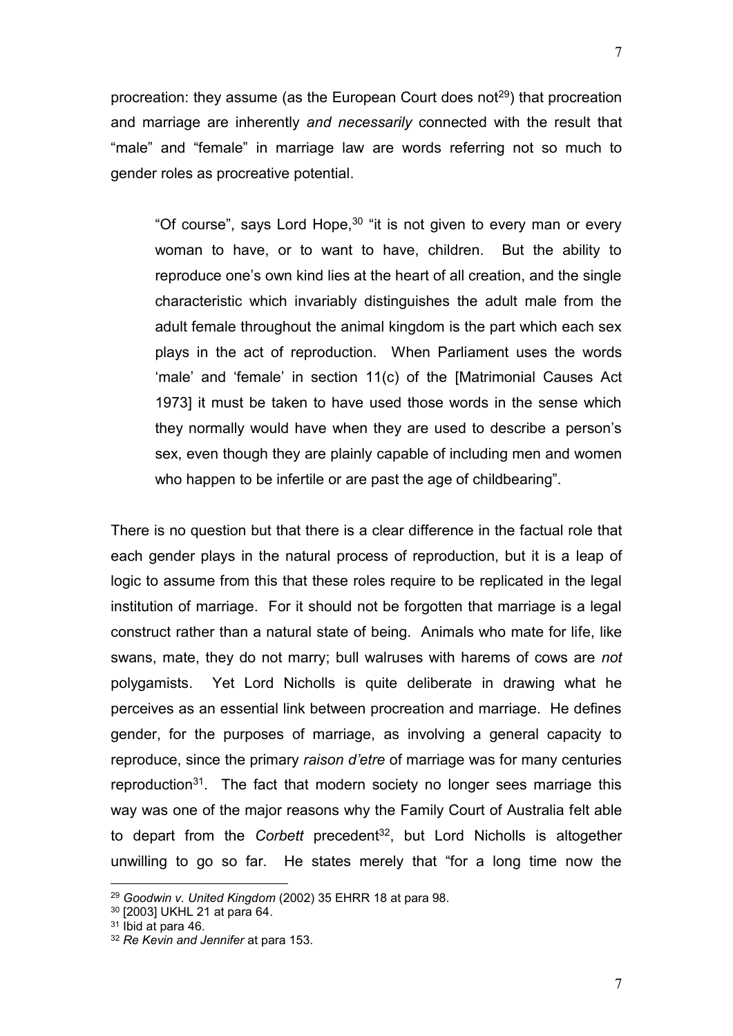procreation: they assume (as the European Court does not[29]) that procreation and marriage are inherently *and necessarily* connected with the result that "male" and "female" in marriage law are words referring not so much to gender roles as procreative potential.

> "Of course", says Lord Hope,[30] "it is not given to every man or every woman to have, or to want to have, children. But the ability to reproduce one's own kind lies at the heart of all creation, and the single characteristic which invariably distinguishes the adult male from the adult female throughout the animal kingdom is the part which each sex plays in the act of reproduction. When Parliament uses the words 'male' and 'female' in section 11(c) of the [Matrimonial Causes Act 1973] it must be taken to have used those words in the sense which they normally would have when they are used to describe a person's sex, even though they are plainly capable of including men and women who happen to be infertile or are past the age of childbearing".

There is no question but that there is a clear difference in the factual role that each gender plays in the natural process of reproduction, but it is a leap of logic to assume from this that these roles require to be replicated in the legal institution of marriage. For it should not be forgotten that marriage is a legal construct rather than a natural state of being. Animals who mate for life, like swans, mate, they do not marry; bull walruses with harems of cows are *not* polygamists. Yet Lord Nicholls is quite deliberate in drawing what he perceives as an essential link between procreation and marriage. He defines gender, for the purposes of marriage, as involving a general capacity to reproduce, since the primary *raison d'etre* of marriage was for many centuries reproduction[31]. The fact that modern society no longer sees marriage this way was one of the major reasons why the Family Court of Australia felt able to depart from the *Corbett* precedent[32], but Lord Nicholls is altogether unwilling to go so far. He states merely that "for a long time now the

---

[29] *Goodwin v. United Kingdom* (2002) 35 EHRR 18 at para 98.

[30] [2003] UKHL 21 at para 64.

[31] Ibid at para 46.

[32] *Re Kevin and Jennifer* at para 153.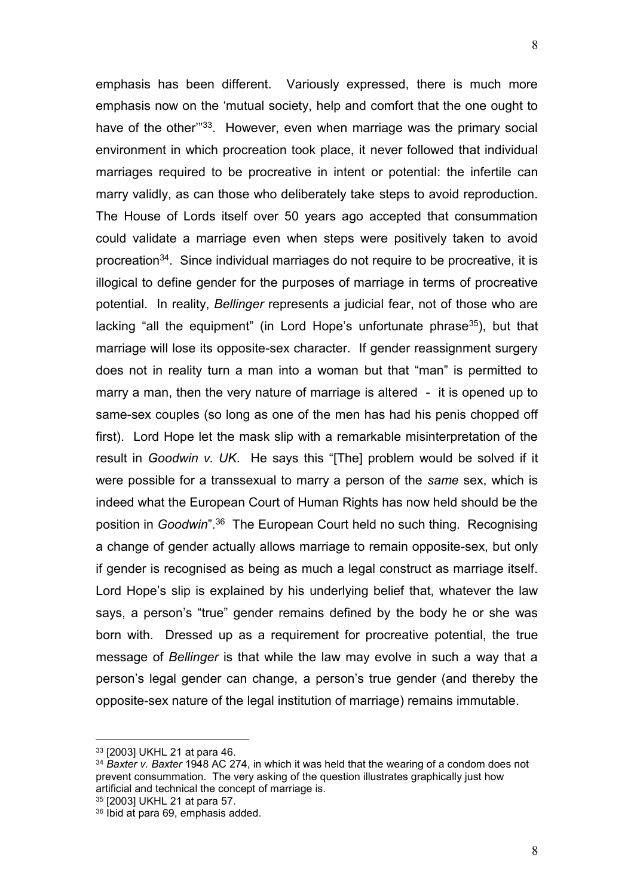emphasis has been different. Variously expressed, there is much more emphasis now on the 'mutual society, help and comfort that the one ought to have of the other'"[33]. However, even when marriage was the primary social environment in which procreation took place, it never followed that individual marriages required to be procreative in intent or potential: the infertile can marry validly, as can those who deliberately take steps to avoid reproduction. The House of Lords itself over 50 years ago accepted that consummation could validate a marriage even when steps were positively taken to avoid procreation[34]. Since individual marriages do not require to be procreative, it is illogical to define gender for the purposes of marriage in terms of procreative potential. In reality, *Bellinger* represents a judicial fear, not of those who are lacking "all the equipment" (in Lord Hope's unfortunate phrase[35]), but that marriage will lose its opposite-sex character. If gender reassignment surgery does not in reality turn a man into a woman but that "man" is permitted to marry a man, then the very nature of marriage is altered - it is opened up to same-sex couples (so long as one of the men has had his penis chopped off first). Lord Hope let the mask slip with a remarkable misinterpretation of the result in *Goodwin v. UK*. He says this "[The] problem would be solved if it were possible for a transsexual to marry a person of the *same* sex, which is indeed what the European Court of Human Rights has now held should be the position in *Goodwin*".[36] The European Court held no such thing. Recognising a change of gender actually allows marriage to remain opposite-sex, but only if gender is recognised as being as much a legal construct as marriage itself. Lord Hope's slip is explained by his underlying belief that, whatever the law says, a person's "true" gender remains defined by the body he or she was born with. Dressed up as a requirement for procreative potential, the true message of *Bellinger* is that while the law may evolve in such a way that a person's legal gender can change, a person's true gender (and thereby the opposite-sex nature of the legal institution of marriage) remains immutable.

---

[33] [2003] UKHL 21 at para 46.

[34] *Baxter v. Baxter* 1948 AC 274, in which it was held that the wearing of a condom does not prevent consummation. The very asking of the question illustrates graphically just how artificial and technical the concept of marriage is.

[35] [2003] UKHL 21 at para 57.

[36] Ibid at para 69, emphasis added.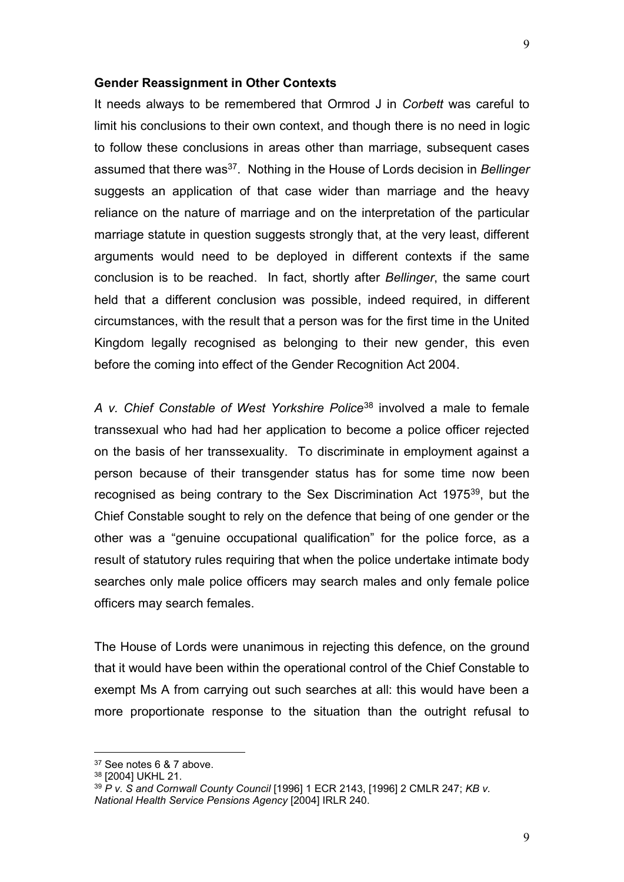**Gender Reassignment in Other Contexts**

It needs always to be remembered that Ormrod J in *Corbett* was careful to limit his conclusions to their own context, and though there is no need in logic to follow these conclusions in areas other than marriage, subsequent cases assumed that there was[37]. Nothing in the House of Lords decision in *Bellinger* suggests an application of that case wider than marriage and the heavy reliance on the nature of marriage and on the interpretation of the particular marriage statute in question suggests strongly that, at the very least, different arguments would need to be deployed in different contexts if the same conclusion is to be reached. In fact, shortly after *Bellinger*, the same court held that a different conclusion was possible, indeed required, in different circumstances, with the result that a person was for the first time in the United Kingdom legally recognised as belonging to their new gender, this even before the coming into effect of the Gender Recognition Act 2004.

*A v. Chief Constable of West Yorkshire Police*[38] involved a male to female transsexual who had had her application to become a police officer rejected on the basis of her transsexuality. To discriminate in employment against a person because of their transgender status has for some time now been recognised as being contrary to the Sex Discrimination Act 1975[39], but the Chief Constable sought to rely on the defence that being of one gender or the other was a "genuine occupational qualification" for the police force, as a result of statutory rules requiring that when the police undertake intimate body searches only male police officers may search males and only female police officers may search females.

The House of Lords were unanimous in rejecting this defence, on the ground that it would have been within the operational control of the Chief Constable to exempt Ms A from carrying out such searches at all: this would have been a more proportionate response to the situation than the outright refusal to

---

[37] See notes 6 & 7 above.

[38] [2004] UKHL 21.

[39] *P v. S and Cornwall County Council* [1996] 1 ECR 2143, [1996] 2 CMLR 247; *KB v. National Health Service Pensions Agency* [2004] IRLR 240.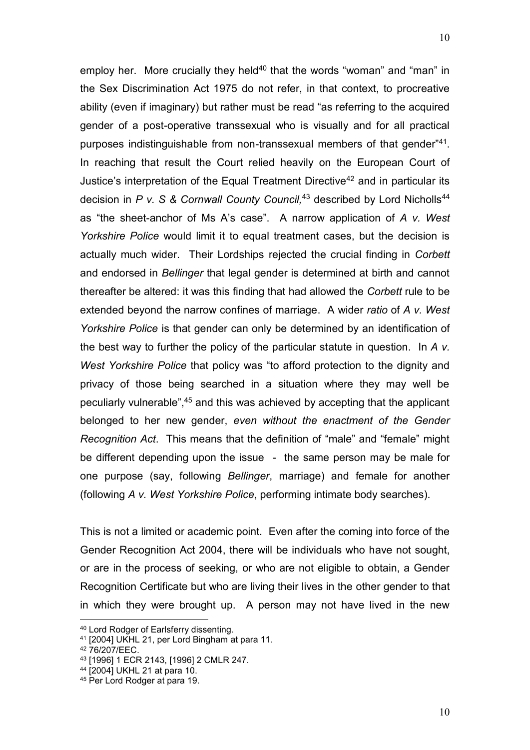employ her. More crucially they held[40] that the words "woman" and "man" in the Sex Discrimination Act 1975 do not refer, in that context, to procreative ability (even if imaginary) but rather must be read "as referring to the acquired gender of a post-operative transsexual who is visually and for all practical purposes indistinguishable from non-transsexual members of that gender"[41]. In reaching that result the Court relied heavily on the European Court of Justice's interpretation of the Equal Treatment Directive[42] and in particular its decision in *P v. S & Cornwall County Council,*[43] described by Lord Nicholls[44] as "the sheet-anchor of Ms A's case". A narrow application of *A v. West Yorkshire Police* would limit it to equal treatment cases, but the decision is actually much wider. Their Lordships rejected the crucial finding in *Corbett* and endorsed in *Bellinger* that legal gender is determined at birth and cannot thereafter be altered: it was this finding that had allowed the *Corbett* rule to be extended beyond the narrow confines of marriage. A wider *ratio* of *A v. West Yorkshire Police* is that gender can only be determined by an identification of the best way to further the policy of the particular statute in question. In *A v. West Yorkshire Police* that policy was "to afford protection to the dignity and privacy of those being searched in a situation where they may well be peculiarly vulnerable",[45] and this was achieved by accepting that the applicant belonged to her new gender, *even without the enactment of the Gender Recognition Act*. This means that the definition of "male" and "female" might be different depending upon the issue - the same person may be male for one purpose (say, following *Bellinger*, marriage) and female for another (following *A v. West Yorkshire Police*, performing intimate body searches).

This is not a limited or academic point. Even after the coming into force of the Gender Recognition Act 2004, there will be individuals who have not sought, or are in the process of seeking, or who are not eligible to obtain, a Gender Recognition Certificate but who are living their lives in the other gender to that in which they were brought up. A person may not have lived in the new

---

[40] Lord Rodger of Earlsferry dissenting.

[41] [2004] UKHL 21, per Lord Bingham at para 11.

[42] 76/207/EEC.

[43] [1996] 1 ECR 2143, [1996] 2 CMLR 247.

[44] [2004] UKHL 21 at para 10.

[45] Per Lord Rodger at para 19.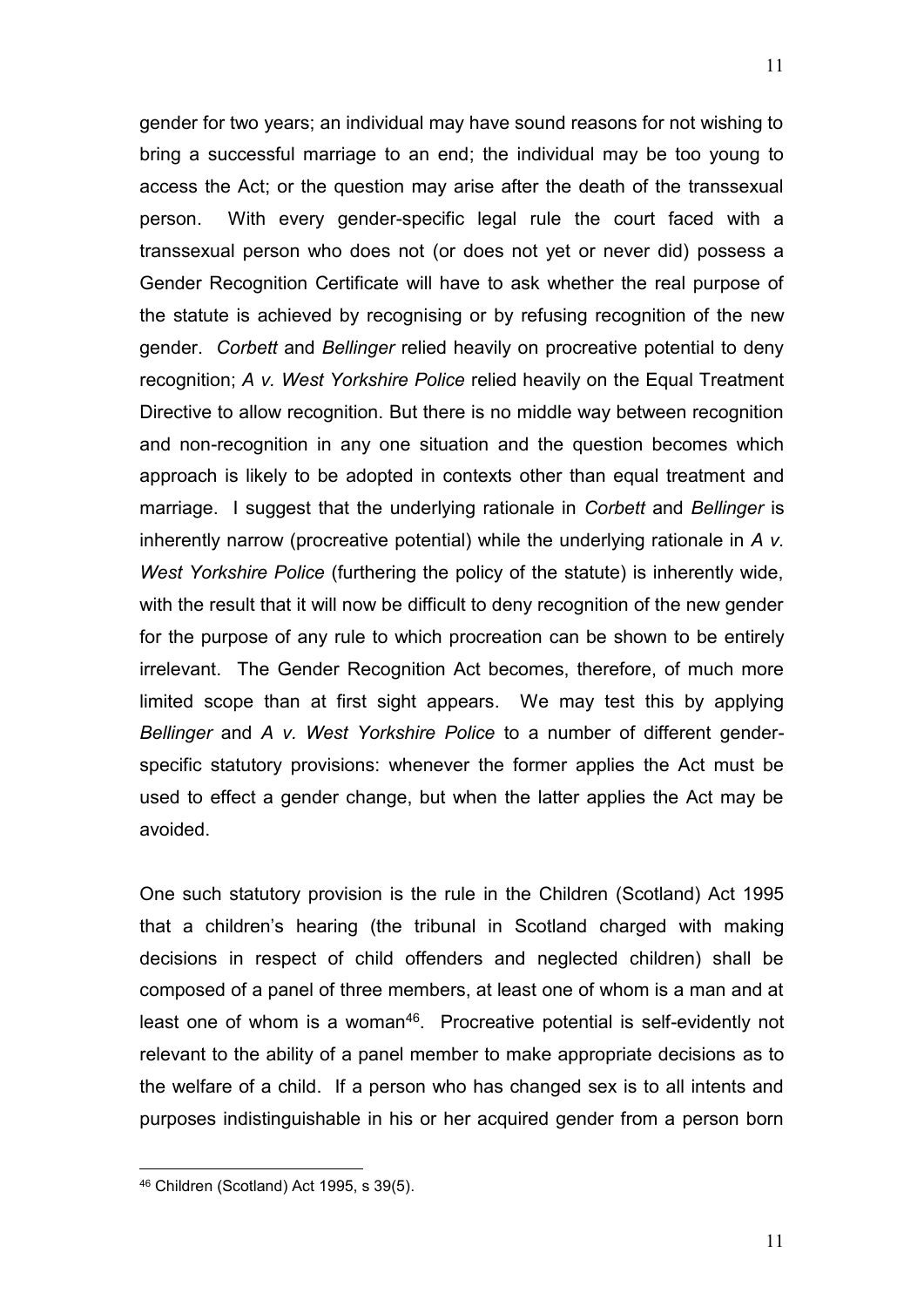gender for two years; an individual may have sound reasons for not wishing to bring a successful marriage to an end; the individual may be too young to access the Act; or the question may arise after the death of the transsexual person. With every gender-specific legal rule the court faced with a transsexual person who does not (or does not yet or never did) possess a Gender Recognition Certificate will have to ask whether the real purpose of the statute is achieved by recognising or by refusing recognition of the new gender. *Corbett* and *Bellinger* relied heavily on procreative potential to deny recognition; *A v. West Yorkshire Police* relied heavily on the Equal Treatment Directive to allow recognition. But there is no middle way between recognition and non-recognition in any one situation and the question becomes which approach is likely to be adopted in contexts other than equal treatment and marriage. I suggest that the underlying rationale in *Corbett* and *Bellinger* is inherently narrow (procreative potential) while the underlying rationale in *A v. West Yorkshire Police* (furthering the policy of the statute) is inherently wide, with the result that it will now be difficult to deny recognition of the new gender for the purpose of any rule to which procreation can be shown to be entirely irrelevant. The Gender Recognition Act becomes, therefore, of much more limited scope than at first sight appears. We may test this by applying *Bellinger* and *A v. West Yorkshire Police* to a number of different gender-specific statutory provisions: whenever the former applies the Act must be used to effect a gender change, but when the latter applies the Act may be avoided.

One such statutory provision is the rule in the Children (Scotland) Act 1995 that a children's hearing (the tribunal in Scotland charged with making decisions in respect of child offenders and neglected children) shall be composed of a panel of three members, at least one of whom is a man and at least one of whom is a woman[46]. Procreative potential is self-evidently not relevant to the ability of a panel member to make appropriate decisions as to the welfare of a child. If a person who has changed sex is to all intents and purposes indistinguishable in his or her acquired gender from a person born

[46] Children (Scotland) Act 1995, s 39(5).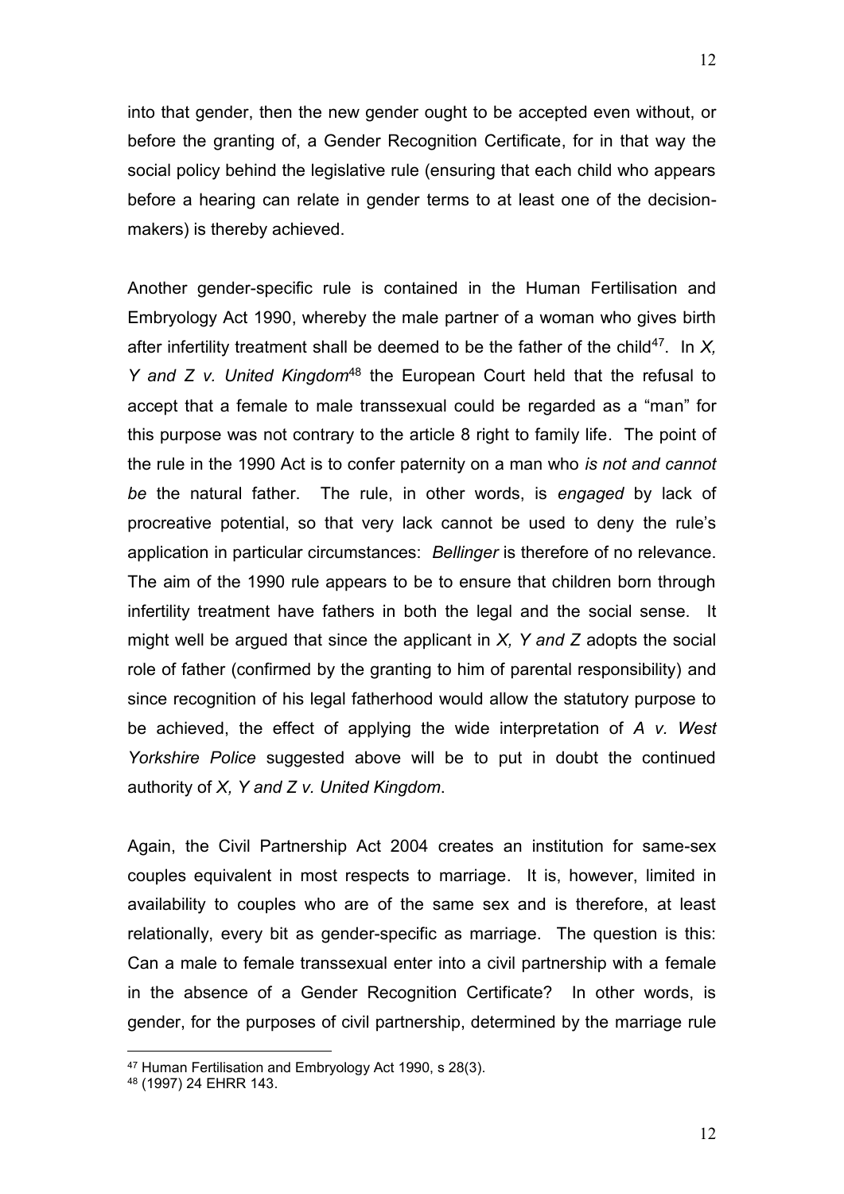into that gender, then the new gender ought to be accepted even without, or before the granting of, a Gender Recognition Certificate, for in that way the social policy behind the legislative rule (ensuring that each child who appears before a hearing can relate in gender terms to at least one of the decision-makers) is thereby achieved.

Another gender-specific rule is contained in the Human Fertilisation and Embryology Act 1990, whereby the male partner of a woman who gives birth after infertility treatment shall be deemed to be the father of the child[47]. In *X, Y and Z v. United Kingdom*[48] the European Court held that the refusal to accept that a female to male transsexual could be regarded as a "man" for this purpose was not contrary to the article 8 right to family life. The point of the rule in the 1990 Act is to confer paternity on a man who *is not and cannot be* the natural father. The rule, in other words, is *engaged* by lack of procreative potential, so that very lack cannot be used to deny the rule's application in particular circumstances: *Bellinger* is therefore of no relevance. The aim of the 1990 rule appears to be to ensure that children born through infertility treatment have fathers in both the legal and the social sense. It might well be argued that since the applicant in *X, Y and Z* adopts the social role of father (confirmed by the granting to him of parental responsibility) and since recognition of his legal fatherhood would allow the statutory purpose to be achieved, the effect of applying the wide interpretation of *A v. West Yorkshire Police* suggested above will be to put in doubt the continued authority of *X, Y and Z v. United Kingdom*.

Again, the Civil Partnership Act 2004 creates an institution for same-sex couples equivalent in most respects to marriage. It is, however, limited in availability to couples who are of the same sex and is therefore, at least relationally, every bit as gender-specific as marriage. The question is this: Can a male to female transsexual enter into a civil partnership with a female in the absence of a Gender Recognition Certificate? In other words, is gender, for the purposes of civil partnership, determined by the marriage rule

---

[47] Human Fertilisation and Embryology Act 1990, s 28(3).

[48] (1997) 24 EHRR 143.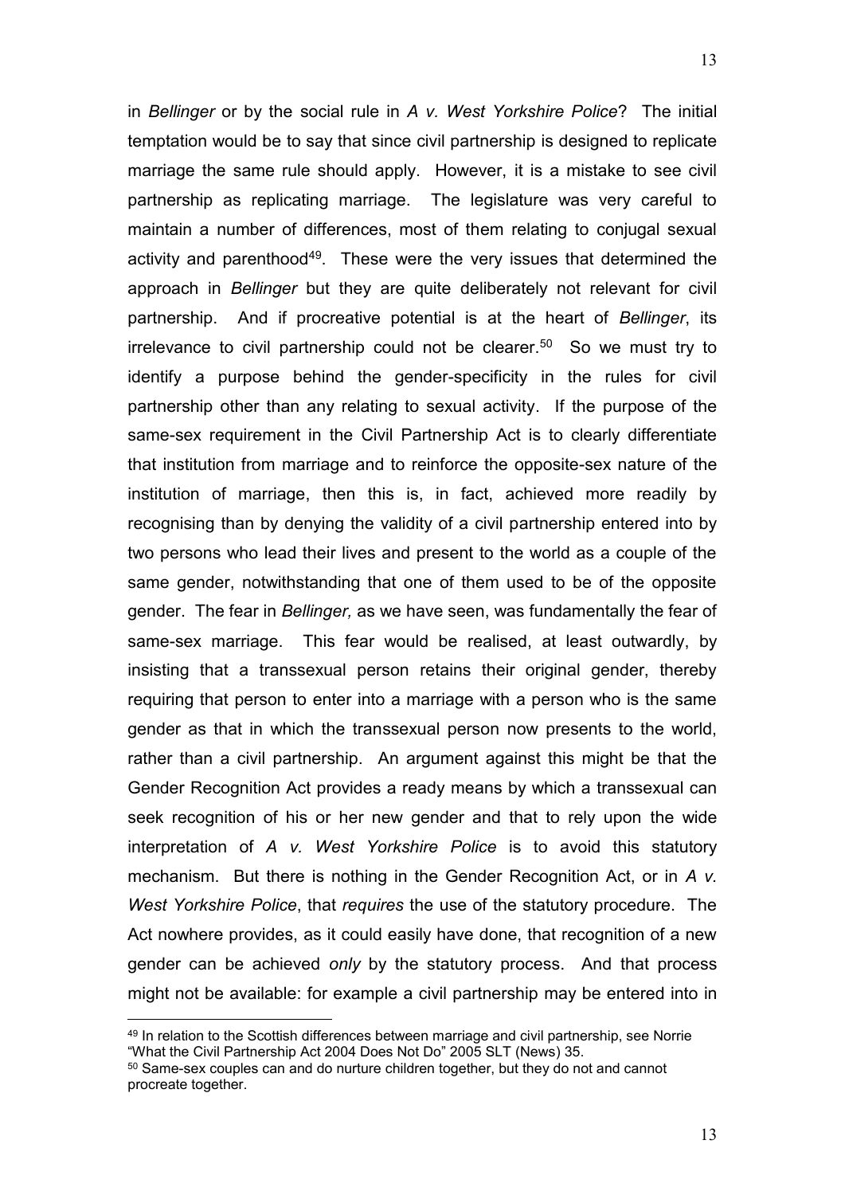in *Bellinger* or by the social rule in *A v. West Yorkshire Police*? The initial temptation would be to say that since civil partnership is designed to replicate marriage the same rule should apply. However, it is a mistake to see civil partnership as replicating marriage. The legislature was very careful to maintain a number of differences, most of them relating to conjugal sexual activity and parenthood[49]. These were the very issues that determined the approach in *Bellinger* but they are quite deliberately not relevant for civil partnership. And if procreative potential is at the heart of *Bellinger*, its irrelevance to civil partnership could not be clearer.[50] So we must try to identify a purpose behind the gender-specificity in the rules for civil partnership other than any relating to sexual activity. If the purpose of the same-sex requirement in the Civil Partnership Act is to clearly differentiate that institution from marriage and to reinforce the opposite-sex nature of the institution of marriage, then this is, in fact, achieved more readily by recognising than by denying the validity of a civil partnership entered into by two persons who lead their lives and present to the world as a couple of the same gender, notwithstanding that one of them used to be of the opposite gender. The fear in *Bellinger,* as we have seen, was fundamentally the fear of same-sex marriage. This fear would be realised, at least outwardly, by insisting that a transsexual person retains their original gender, thereby requiring that person to enter into a marriage with a person who is the same gender as that in which the transsexual person now presents to the world, rather than a civil partnership. An argument against this might be that the Gender Recognition Act provides a ready means by which a transsexual can seek recognition of his or her new gender and that to rely upon the wide interpretation of *A v. West Yorkshire Police* is to avoid this statutory mechanism. But there is nothing in the Gender Recognition Act, or in *A v. West Yorkshire Police*, that *requires* the use of the statutory procedure. The Act nowhere provides, as it could easily have done, that recognition of a new gender can be achieved *only* by the statutory process. And that process might not be available: for example a civil partnership may be entered into in

---

[49] In relation to the Scottish differences between marriage and civil partnership, see Norrie "What the Civil Partnership Act 2004 Does Not Do" 2005 SLT (News) 35.

[50] Same-sex couples can and do nurture children together, but they do not and cannot procreate together.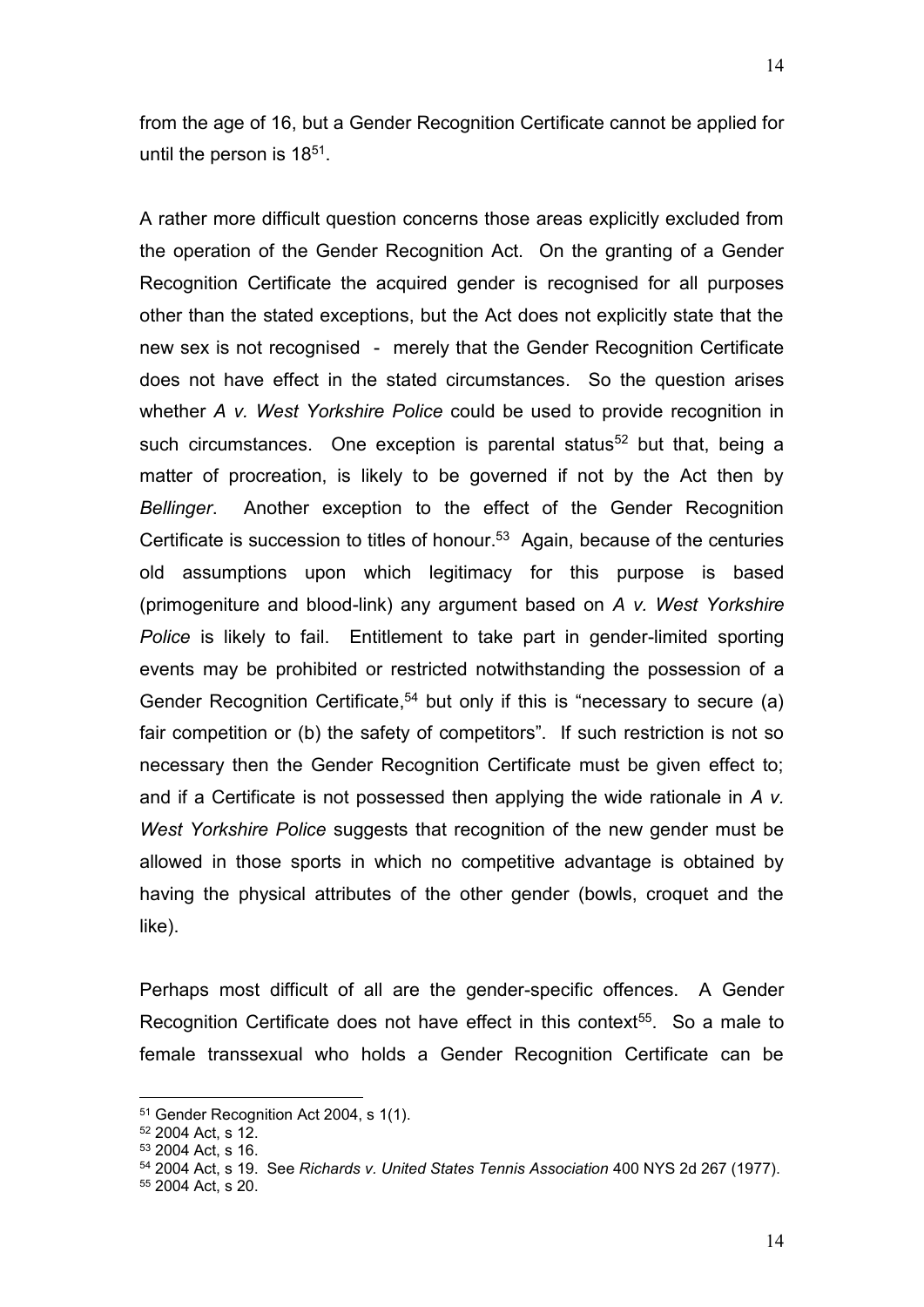from the age of 16, but a Gender Recognition Certificate cannot be applied for until the person is 18[51].

A rather more difficult question concerns those areas explicitly excluded from the operation of the Gender Recognition Act. On the granting of a Gender Recognition Certificate the acquired gender is recognised for all purposes other than the stated exceptions, but the Act does not explicitly state that the new sex is not recognised - merely that the Gender Recognition Certificate does not have effect in the stated circumstances. So the question arises whether *A v. West Yorkshire Police* could be used to provide recognition in such circumstances. One exception is parental status[52] but that, being a matter of procreation, is likely to be governed if not by the Act then by *Bellinger*. Another exception to the effect of the Gender Recognition Certificate is succession to titles of honour.[53] Again, because of the centuries old assumptions upon which legitimacy for this purpose is based (primogeniture and blood-link) any argument based on *A v. West Yorkshire Police* is likely to fail. Entitlement to take part in gender-limited sporting events may be prohibited or restricted notwithstanding the possession of a Gender Recognition Certificate,[54] but only if this is "necessary to secure (a) fair competition or (b) the safety of competitors". If such restriction is not so necessary then the Gender Recognition Certificate must be given effect to; and if a Certificate is not possessed then applying the wide rationale in *A v. West Yorkshire Police* suggests that recognition of the new gender must be allowed in those sports in which no competitive advantage is obtained by having the physical attributes of the other gender (bowls, croquet and the like).

Perhaps most difficult of all are the gender-specific offences. A Gender Recognition Certificate does not have effect in this context[55]. So a male to female transsexual who holds a Gender Recognition Certificate can be

---

[51] Gender Recognition Act 2004, s 1(1).

[52] 2004 Act, s 12.

[53] 2004 Act, s 16.

[54] 2004 Act, s 19. See *Richards v. United States Tennis Association* 400 NYS 2d 267 (1977).

[55] 2004 Act, s 20.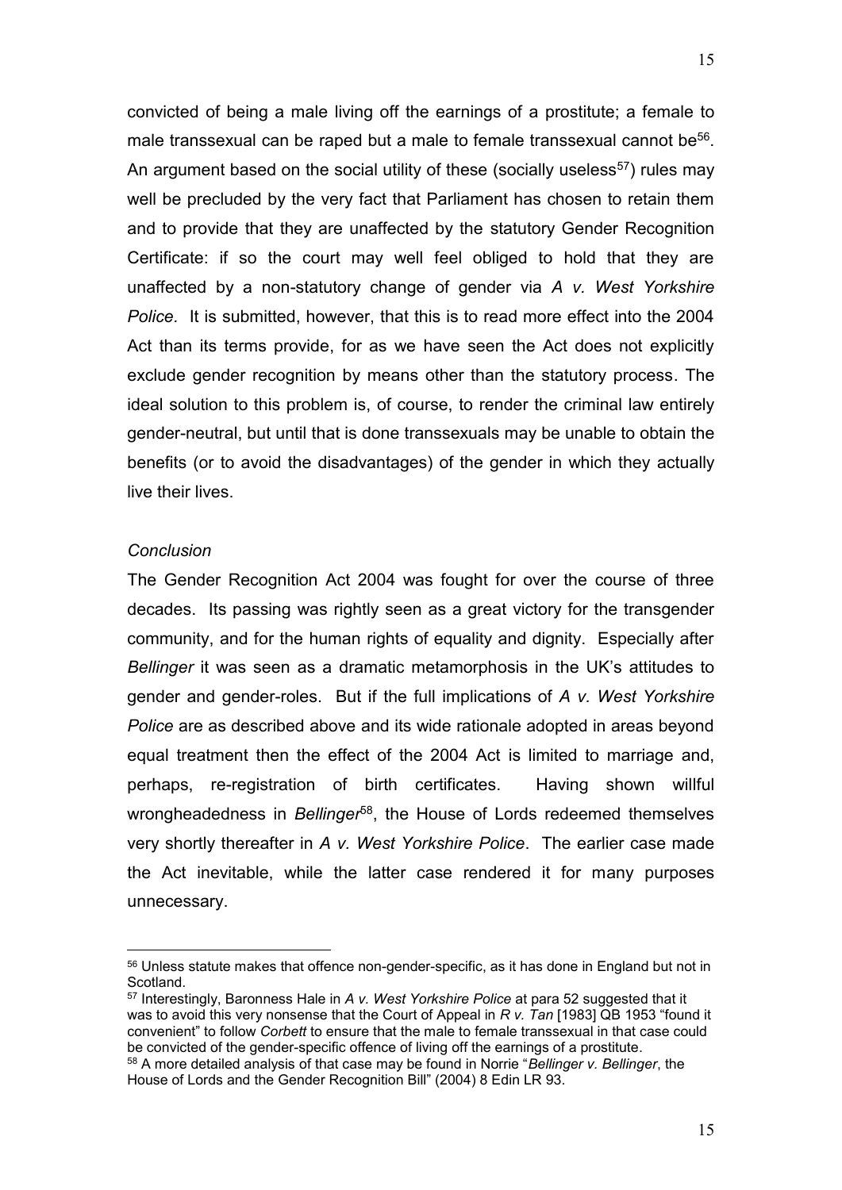convicted of being a male living off the earnings of a prostitute; a female to male transsexual can be raped but a male to female transsexual cannot be[56]. An argument based on the social utility of these (socially useless[57]) rules may well be precluded by the very fact that Parliament has chosen to retain them and to provide that they are unaffected by the statutory Gender Recognition Certificate: if so the court may well feel obliged to hold that they are unaffected by a non-statutory change of gender via *A v. West Yorkshire Police*. It is submitted, however, that this is to read more effect into the 2004 Act than its terms provide, for as we have seen the Act does not explicitly exclude gender recognition by means other than the statutory process. The ideal solution to this problem is, of course, to render the criminal law entirely gender-neutral, but until that is done transsexuals may be unable to obtain the benefits (or to avoid the disadvantages) of the gender in which they actually live their lives.

*Conclusion*

The Gender Recognition Act 2004 was fought for over the course of three decades. Its passing was rightly seen as a great victory for the transgender community, and for the human rights of equality and dignity. Especially after *Bellinger* it was seen as a dramatic metamorphosis in the UK's attitudes to gender and gender-roles. But if the full implications of *A v. West Yorkshire Police* are as described above and its wide rationale adopted in areas beyond equal treatment then the effect of the 2004 Act is limited to marriage and, perhaps, re-registration of birth certificates. Having shown willful wrongheadedness in *Bellinger*[58], the House of Lords redeemed themselves very shortly thereafter in *A v. West Yorkshire Police*. The earlier case made the Act inevitable, while the latter case rendered it for many purposes unnecessary.

---

[56] Unless statute makes that offence non-gender-specific, as it has done in England but not in Scotland.

[57] Interestingly, Baronness Hale in *A v. West Yorkshire Police* at para 52 suggested that it was to avoid this very nonsense that the Court of Appeal in *R v. Tan* [1983] QB 1953 "found it convenient" to follow *Corbett* to ensure that the male to female transsexual in that case could be convicted of the gender-specific offence of living off the earnings of a prostitute.

[58] A more detailed analysis of that case may be found in Norrie "*Bellinger v. Bellinger*, the House of Lords and the Gender Recognition Bill" (2004) 8 Edin LR 93.